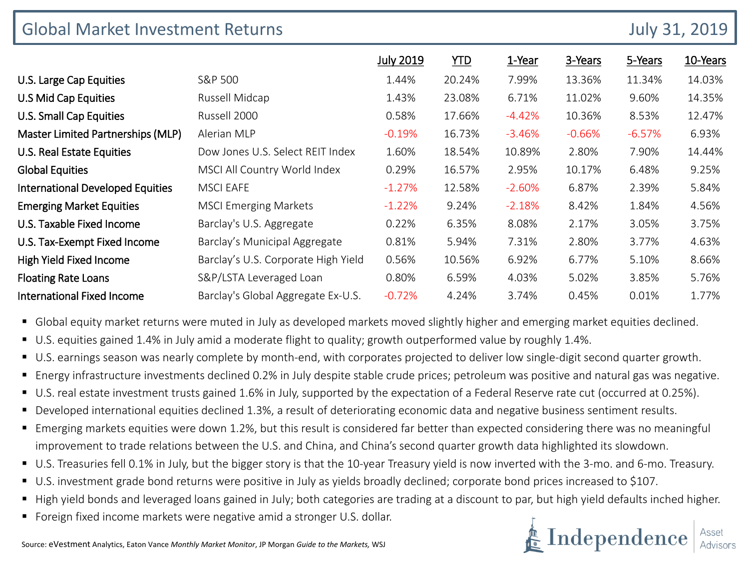# Global Market Investment Returns

July 31, 2019

| | | July 2019 | YTD | 1-Year | 3-Years | 5-Years | 10-Years |
|---|---|---|---|---|---|---|---|
| U.S. Large Cap Equities | S&P 500 | 1.44% | 20.24% | 7.99% | 13.36% | 11.34% | 14.03% |
| U.S Mid Cap Equities | Russell Midcap | 1.43% | 23.08% | 6.71% | 11.02% | 9.60% | 14.35% |
| U.S. Small Cap Equities | Russell 2000 | 0.58% | 17.66% | -4.42% | 10.36% | 8.53% | 12.47% |
| Master Limited Partnerships (MLP) | Alerian MLP | -0.19% | 16.73% | -3.46% | -0.66% | -6.57% | 6.93% |
| U.S. Real Estate Equities | Dow Jones U.S. Select REIT Index | 1.60% | 18.54% | 10.89% | 2.80% | 7.90% | 14.44% |
| Global Equities | MSCI All Country World Index | 0.29% | 16.57% | 2.95% | 10.17% | 6.48% | 9.25% |
| International Developed Equities | MSCI EAFE | -1.27% | 12.58% | -2.60% | 6.87% | 2.39% | 5.84% |
| Emerging Market Equities | MSCI Emerging Markets | -1.22% | 9.24% | -2.18% | 8.42% | 1.84% | 4.56% |
| U.S. Taxable Fixed Income | Barclay's U.S. Aggregate | 0.22% | 6.35% | 8.08% | 2.17% | 3.05% | 3.75% |
| U.S. Tax-Exempt Fixed Income | Barclay's Municipal Aggregate | 0.81% | 5.94% | 7.31% | 2.80% | 3.77% | 4.63% |
| High Yield Fixed Income | Barclay's U.S. Corporate High Yield | 0.56% | 10.56% | 6.92% | 6.77% | 5.10% | 8.66% |
| Floating Rate Loans | S&P/LSTA Leveraged Loan | 0.80% | 6.59% | 4.03% | 5.02% | 3.85% | 5.76% |
| International Fixed Income | Barclay's Global Aggregate Ex-U.S. | -0.72% | 4.24% | 3.74% | 0.45% | 0.01% | 1.77% |

- Global equity market returns were muted in July as developed markets moved slightly higher and emerging market equities declined.
- U.S. equities gained 1.4% in July amid a moderate flight to quality; growth outperformed value by roughly 1.4%.
- U.S. earnings season was nearly complete by month-end, with corporates projected to deliver low single-digit second quarter growth.
- Energy infrastructure investments declined 0.2% in July despite stable crude prices; petroleum was positive and natural gas was negative.
- U.S. real estate investment trusts gained 1.6% in July, supported by the expectation of a Federal Reserve rate cut (occurred at 0.25%).
- Developed international equities declined 1.3%, a result of deteriorating economic data and negative business sentiment results.
- Emerging markets equities were down 1.2%, but this result is considered far better than expected considering there was no meaningful improvement to trade relations between the U.S. and China, and China's second quarter growth data highlighted its slowdown.
- U.S. Treasuries fell 0.1% in July, but the bigger story is that the 10-year Treasury yield is now inverted with the 3-mo. and 6-mo. Treasury.
- U.S. investment grade bond returns were positive in July as yields broadly declined; corporate bond prices increased to $107.
- High yield bonds and leveraged loans gained in July; both categories are trading at a discount to par, but high yield defaults inched higher.
- Foreign fixed income markets were negative amid a stronger U.S. dollar.

Source: eVestment Analytics, Eaton Vance *Monthly Market Monitor*, JP Morgan *Guide to the Markets*, WSJ

Independence Asset Advisors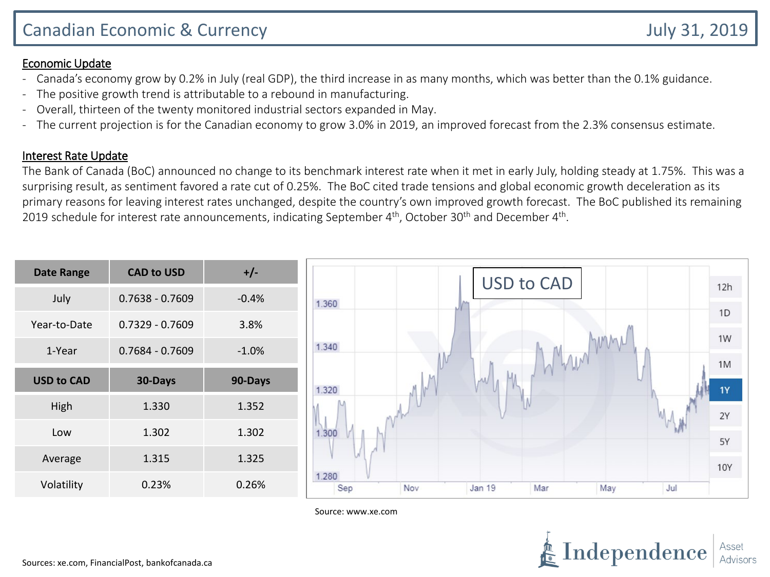# Canadian Economic & Currency

July 31, 2019

## Economic Update

- Canada's economy grow by 0.2% in July (real GDP), the third increase in as many months, which was better than the 0.1% guidance.
- The positive growth trend is attributable to a rebound in manufacturing.
- Overall, thirteen of the twenty monitored industrial sectors expanded in May.
- The current projection is for the Canadian economy to grow 3.0% in 2019, an improved forecast from the 2.3% consensus estimate.

## Interest Rate Update

The Bank of Canada (BoC) announced no change to its benchmark interest rate when it met in early July, holding steady at 1.75%. This was a surprising result, as sentiment favored a rate cut of 0.25%. The BoC cited trade tensions and global economic growth deceleration as its primary reasons for leaving interest rates unchanged, despite the country's own improved growth forecast. The BoC published its remaining 2019 schedule for interest rate announcements, indicating September 4th, October 30th and December 4th.

| Date Range | CAD to USD | +/- |
|---|---|---|
| July | 0.7638 - 0.7609 | -0.4% |
| Year-to-Date | 0.7329 - 0.7609 | 3.8% |
| 1-Year | 0.7684 - 0.7609 | -1.0% |

| USD to CAD | 30-Days | 90-Days |
|---|---|---|
| High | 1.330 | 1.352 |
| Low | 1.302 | 1.302 |
| Average | 1.315 | 1.325 |
| Volatility | 0.23% | 0.26% |

USD to CAD

Source: www.xe.com

Sources: xe.com, FinancialPost, bankofcanada.ca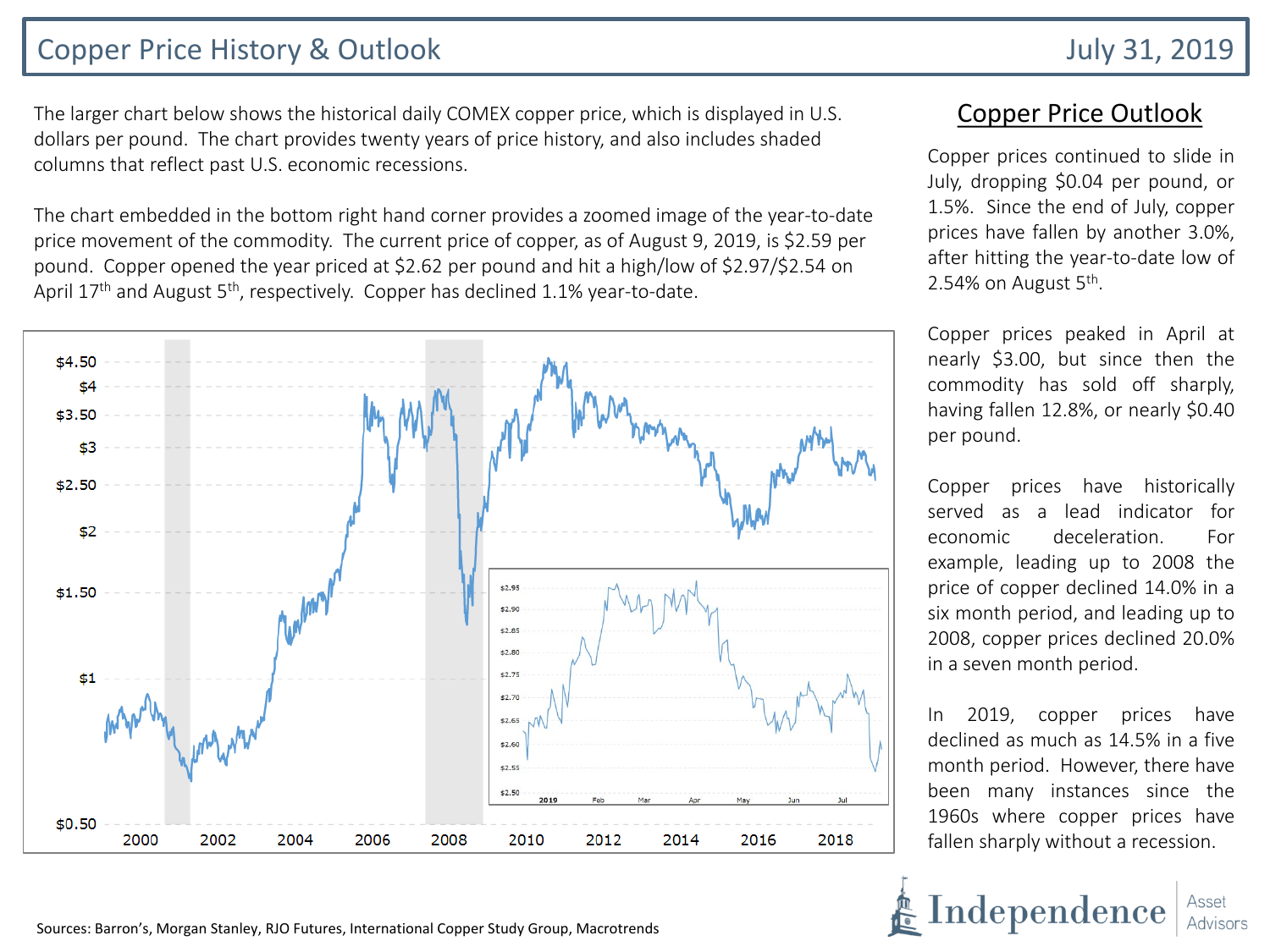# Copper Price History & Outlook

July 31, 2019

The larger chart below shows the historical daily COMEX copper price, which is displayed in U.S. dollars per pound. The chart provides twenty years of price history, and also includes shaded columns that reflect past U.S. economic recessions.

The chart embedded in the bottom right hand corner provides a zoomed image of the year-to-date price movement of the commodity. The current price of copper, as of August 9, 2019, is $2.59 per pound. Copper opened the year priced at $2.62 per pound and hit a high/low of $2.97/$2.54 on April 17th and August 5th, respectively. Copper has declined 1.1% year-to-date.

$4.50
$4
$3.50
$3
$2.50
$2
$1.50
$1
$0.50

2000
2002
2004
2006
2008
2010
2012
2014
2016
2018

$2.95
$2.90
$2.85
$2.80
$2.75
$2.70
$2.65
$2.60
$2.55
$2.50

2019
Feb
Mar
Apr
May
Jun
Jul

## Copper Price Outlook

Copper prices continued to slide in July, dropping $0.04 per pound, or 1.5%. Since the end of July, copper prices have fallen by another 3.0%, after hitting the year-to-date low of 2.54% on August 5th.

Copper prices peaked in April at nearly $3.00, but since then the commodity has sold off sharply, having fallen 12.8%, or nearly $0.40 per pound.

Copper prices have historically served as a lead indicator for economic deceleration. For example, leading up to 2008 the price of copper declined 14.0% in a six month period, and leading up to 2008, copper prices declined 20.0% in a seven month period.

In 2019, copper prices have declined as much as 14.5% in a five month period. However, there have been many instances since the 1960s where copper prices have fallen sharply without a recession.

Sources: Barron's, Morgan Stanley, RJO Futures, International Copper Study Group, Macrotrends

Independence Asset Advisors